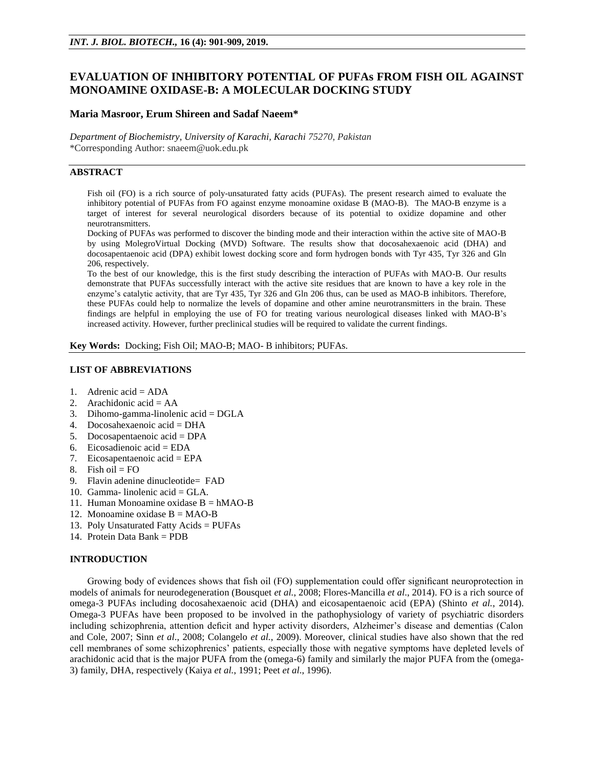# EVALUATION OF INHIBITORY POTENTIAL OF PUFAs FROM FISH OIL AGAINST MONOAMINE OXIDASE-B: A MOLECULAR DOCKING STUDY

**Maria Masroor, Erum Shireen and Sadaf Naeem***

*Department of Biochemistry, University of Karachi, Karachi 75270, Pakistan*
*Corresponding Author: snaeem@uok.edu.pk

## ABSTRACT

Fish oil (FO) is a rich source of poly-unsaturated fatty acids (PUFAs). The present research aimed to evaluate the inhibitory potential of PUFAs from FO against enzyme monoamine oxidase B (MAO-B). The MAO-B enzyme is a target of interest for several neurological disorders because of its potential to oxidize dopamine and other neurotransmitters.

Docking of PUFAs was performed to discover the binding mode and their interaction within the active site of MAO-B by using MolegroVirtual Docking (MVD) Software. The results show that docosahexaenoic acid (DHA) and docosapentaenoic acid (DPA) exhibit lowest docking score and form hydrogen bonds with Tyr 435, Tyr 326 and Gln 206, respectively.

To the best of our knowledge, this is the first study describing the interaction of PUFAs with MAO-B. Our results demonstrate that PUFAs successfully interact with the active site residues that are known to have a key role in the enzyme's catalytic activity, that are Tyr 435, Tyr 326 and Gln 206 thus, can be used as MAO-B inhibitors. Therefore, these PUFAs could help to normalize the levels of dopamine and other amine neurotransmitters in the brain. These findings are helpful in employing the use of FO for treating various neurological diseases linked with MAO-B's increased activity. However, further preclinical studies will be required to validate the current findings.

**Key Words:** Docking; Fish Oil; MAO-B; MAO- B inhibitors; PUFAs.

## LIST OF ABBREVIATIONS

1. Adrenic acid = ADA
2. Arachidonic acid = AA
3. Dihomo-gamma-linolenic acid = DGLA
4. Docosahexaenoic acid = DHA
5. Docosapentaenoic acid = DPA
6. Eicosadienoic acid = EDA
7. Eicosapentaenoic acid = EPA
8. Fish oil = FO
9. Flavin adenine dinucleotide= FAD
10. Gamma- linolenic acid = GLA.
11. Human Monoamine oxidase B = hMAO-B
12. Monoamine oxidase B = MAO-B
13. Poly Unsaturated Fatty Acids = PUFAs
14. Protein Data Bank = PDB

## INTRODUCTION

Growing body of evidences shows that fish oil (FO) supplementation could offer significant neuroprotection in models of animals for neurodegeneration (Bousquet *et al.*, 2008; Flores-Mancilla *et al*., 2014). FO is a rich source of omega-3 PUFAs including docosahexaenoic acid (DHA) and eicosapentaenoic acid (EPA) (Shinto *et al.*, 2014). Omega-3 PUFAs have been proposed to be involved in the pathophysiology of variety of psychiatric disorders including schizophrenia, attention deficit and hyper activity disorders, Alzheimer's disease and dementias (Calon and Cole, 2007; Sinn *et al*., 2008; Colangelo *et al.*, 2009). Moreover, clinical studies have also shown that the red cell membranes of some schizophrenics' patients, especially those with negative symptoms have depleted levels of arachidonic acid that is the major PUFA from the (omega-6) family and similarly the major PUFA from the (omega-3) family, DHA, respectively (Kaiya *et al.*, 1991; Peet *et al*., 1996).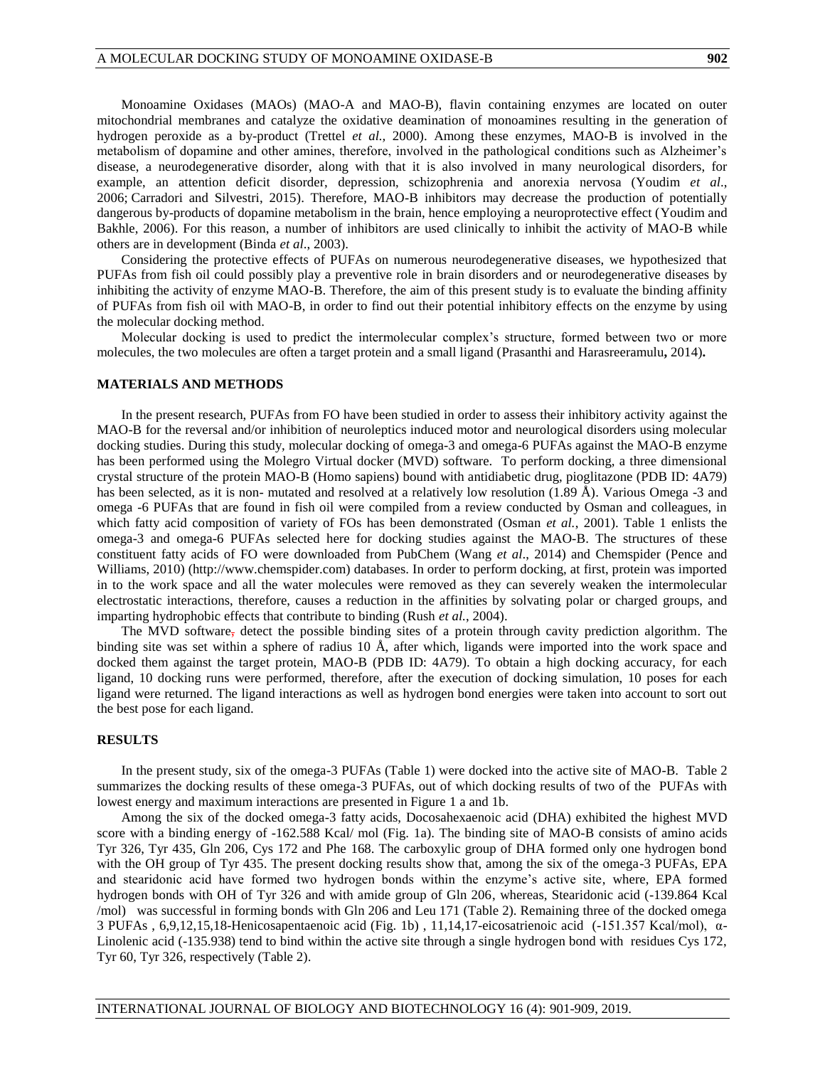Monoamine Oxidases (MAOs) (MAO-A and MAO-B), flavin containing enzymes are located on outer mitochondrial membranes and catalyze the oxidative deamination of monoamines resulting in the generation of hydrogen peroxide as a by-product (Trettel *et al.,* 2000). Among these enzymes, MAO-B is involved in the metabolism of dopamine and other amines, therefore, involved in the pathological conditions such as Alzheimer's disease, a neurodegenerative disorder, along with that it is also involved in many neurological disorders, for example, an attention deficit disorder, depression, schizophrenia and anorexia nervosa (Youdim *et al*., 2006; Carradori and Silvestri, 2015). Therefore, MAO-B inhibitors may decrease the production of potentially dangerous by-products of dopamine metabolism in the brain, hence employing a neuroprotective effect (Youdim and Bakhle, 2006). For this reason, a number of inhibitors are used clinically to inhibit the activity of MAO-B while others are in development (Binda *et al*., 2003).

Considering the protective effects of PUFAs on numerous neurodegenerative diseases, we hypothesized that PUFAs from fish oil could possibly play a preventive role in brain disorders and or neurodegenerative diseases by inhibiting the activity of enzyme MAO-B. Therefore, the aim of this present study is to evaluate the binding affinity of PUFAs from fish oil with MAO-B, in order to find out their potential inhibitory effects on the enzyme by using the molecular docking method.

Molecular docking is used to predict the intermolecular complex's structure, formed between two or more molecules, the two molecules are often a target protein and a small ligand (Prasanthi and Harasreeramulu**,** 2014)**.**

## MATERIALS AND METHODS

In the present research, PUFAs from FO have been studied in order to assess their inhibitory activity against the MAO-B for the reversal and/or inhibition of neuroleptics induced motor and neurological disorders using molecular docking studies. During this study, molecular docking of omega-3 and omega-6 PUFAs against the MAO-B enzyme has been performed using the Molegro Virtual docker (MVD) software. To perform docking, a three dimensional crystal structure of the protein MAO-B (Homo sapiens) bound with antidiabetic drug, pioglitazone (PDB ID: 4A79) has been selected, as it is non- mutated and resolved at a relatively low resolution (1.89 Å). Various Omega -3 and omega -6 PUFAs that are found in fish oil were compiled from a review conducted by Osman and colleagues, in which fatty acid composition of variety of FOs has been demonstrated (Osman *et al.*, 2001). Table 1 enlists the omega-3 and omega-6 PUFAs selected here for docking studies against the MAO-B. The structures of these constituent fatty acids of FO were downloaded from PubChem (Wang *et al*., 2014) and Chemspider (Pence and Williams, 2010) (http://www.chemspider.com) databases. In order to perform docking, at first, protein was imported in to the work space and all the water molecules were removed as they can severely weaken the intermolecular electrostatic interactions, therefore, causes a reduction in the affinities by solvating polar or charged groups, and imparting hydrophobic effects that contribute to binding (Rush *et al.*, 2004).

The MVD software, detect the possible binding sites of a protein through cavity prediction algorithm. The binding site was set within a sphere of radius 10 Å, after which, ligands were imported into the work space and docked them against the target protein, MAO-B (PDB ID: 4A79). To obtain a high docking accuracy, for each ligand, 10 docking runs were performed, therefore, after the execution of docking simulation, 10 poses for each ligand were returned. The ligand interactions as well as hydrogen bond energies were taken into account to sort out the best pose for each ligand.

## RESULTS

In the present study, six of the omega-3 PUFAs (Table 1) were docked into the active site of MAO-B. Table 2 summarizes the docking results of these omega-3 PUFAs, out of which docking results of two of the PUFAs with lowest energy and maximum interactions are presented in Figure 1 a and 1b.

Among the six of the docked omega-3 fatty acids, Docosahexaenoic acid (DHA) exhibited the highest MVD score with a binding energy of -162.588 Kcal/ mol (Fig. 1a). The binding site of MAO-B consists of amino acids Tyr 326, Tyr 435, Gln 206, Cys 172 and Phe 168. The carboxylic group of DHA formed only one hydrogen bond with the OH group of Tyr 435. The present docking results show that, among the six of the omega-3 PUFAs, EPA and stearidonic acid have formed two hydrogen bonds within the enzyme's active site, where, EPA formed hydrogen bonds with OH of Tyr 326 and with amide group of Gln 206, whereas, Stearidonic acid (-139.864 Kcal /mol) was successful in forming bonds with Gln 206 and Leu 171 (Table 2). Remaining three of the docked omega 3 PUFAs , 6,9,12,15,18-Henicosapentaenoic acid (Fig. 1b) , 11,14,17-eicosatrienoic acid (-151.357 Kcal/mol), α-Linolenic acid (-135.938) tend to bind within the active site through a single hydrogen bond with residues Cys 172, Tyr 60, Tyr 326, respectively (Table 2).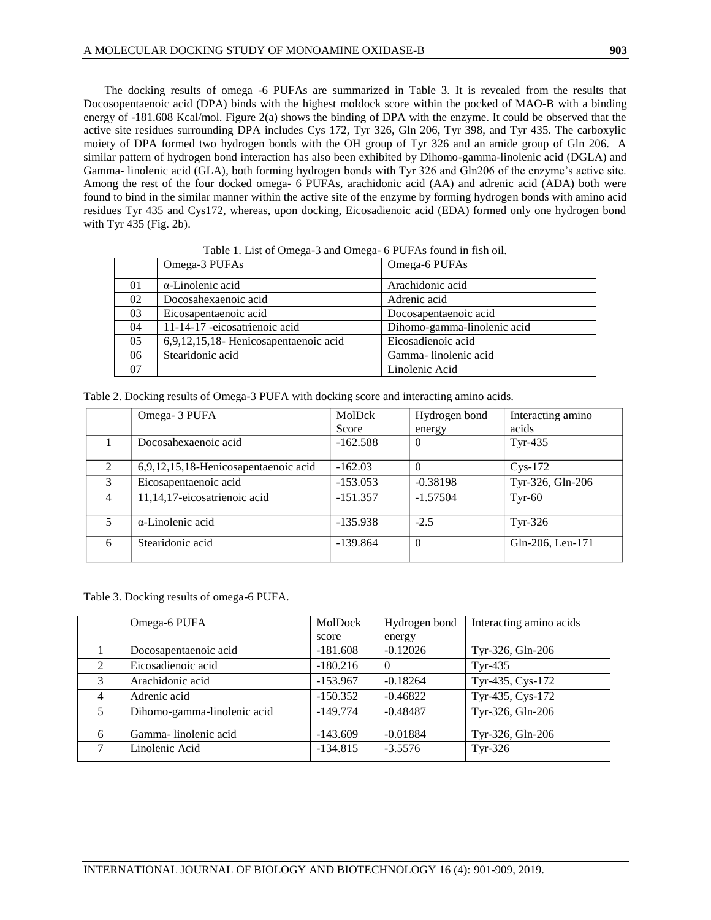The docking results of omega -6 PUFAs are summarized in Table 3. It is revealed from the results that Docosopentaenoic acid (DPA) binds with the highest moldock score within the pocked of MAO-B with a binding energy of -181.608 Kcal/mol. Figure 2(a) shows the binding of DPA with the enzyme. It could be observed that the active site residues surrounding DPA includes Cys 172, Tyr 326, Gln 206, Tyr 398, and Tyr 435. The carboxylic moiety of DPA formed two hydrogen bonds with the OH group of Tyr 326 and an amide group of Gln 206. A similar pattern of hydrogen bond interaction has also been exhibited by Dihomo-gamma-linolenic acid (DGLA) and Gamma- linolenic acid (GLA), both forming hydrogen bonds with Tyr 326 and Gln206 of the enzyme's active site. Among the rest of the four docked omega- 6 PUFAs, arachidonic acid (AA) and adrenic acid (ADA) both were found to bind in the similar manner within the active site of the enzyme by forming hydrogen bonds with amino acid residues Tyr 435 and Cys172, whereas, upon docking, Eicosadienoic acid (EDA) formed only one hydrogen bond with Tyr 435 (Fig. 2b).

Table 1. List of Omega-3 and Omega- 6 PUFAs found in fish oil.

| | Omega-3 PUFAs | Omega-6 PUFAs |
|---|---|---|
| 01 | α-Linolenic acid | Arachidonic acid |
| 02 | Docosahexaenoic acid | Adrenic acid |
| 03 | Eicosapentaenoic acid | Docosapentaenoic acid |
| 04 | 11-14-17 -eicosatrienoic acid | Dihomo-gamma-linolenic acid |
| 05 | 6,9,12,15,18- Henicosapentaenoic acid | Eicosadienoic acid |
| 06 | Stearidonic acid | Gamma- linolenic acid |
| 07 | | Linolenic Acid |

Table 2. Docking results of Omega-3 PUFA with docking score and interacting amino acids.

| | Omega- 3 PUFA | MolDck Score | Hydrogen bond energy | Interacting amino acids |
|---|---|---|---|---|
| 1 | Docosahexaenoic acid | -162.588 | 0 | Tyr-435 |
| 2 | 6,9,12,15,18-Henicosapentaenoic acid | -162.03 | 0 | Cys-172 |
| 3 | Eicosapentaenoic acid | -153.053 | -0.38198 | Tyr-326, Gln-206 |
| 4 | 11,14,17-eicosatrienoic acid | -151.357 | -1.57504 | Tyr-60 |
| 5 | α-Linolenic acid | -135.938 | -2.5 | Tyr-326 |
| 6 | Stearidonic acid | -139.864 | 0 | Gln-206, Leu-171 |

Table 3. Docking results of omega-6 PUFA.

| | Omega-6 PUFA | MolDock score | Hydrogen bond energy | Interacting amino acids |
|---|---|---|---|---|
| 1 | Docosapentaenoic acid | -181.608 | -0.12026 | Tyr-326, Gln-206 |
| 2 | Eicosadienoic acid | -180.216 | 0 | Tyr-435 |
| 3 | Arachidonic acid | -153.967 | -0.18264 | Tyr-435, Cys-172 |
| 4 | Adrenic acid | -150.352 | -0.46822 | Tyr-435, Cys-172 |
| 5 | Dihomo-gamma-linolenic acid | -149.774 | -0.48487 | Tyr-326, Gln-206 |
| 6 | Gamma- linolenic acid | -143.609 | -0.01884 | Tyr-326, Gln-206 |
| 7 | Linolenic Acid | -134.815 | -3.5576 | Tyr-326 |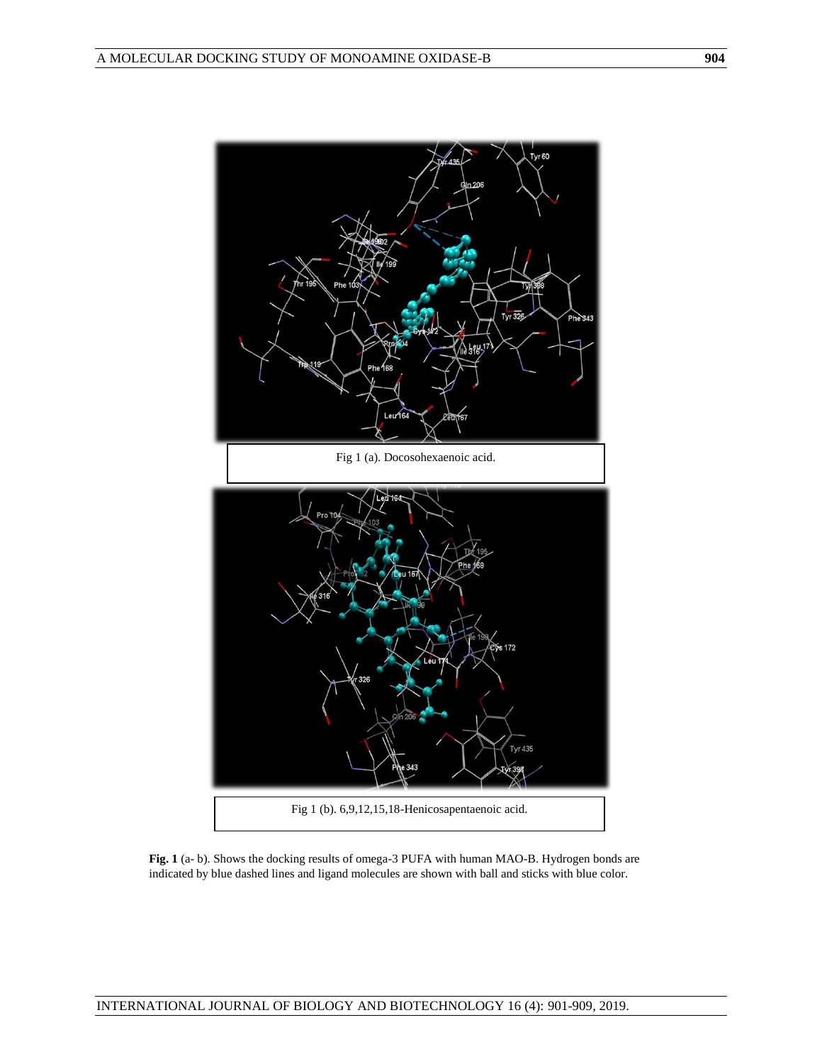Fig 1 (a). Docosohexaenoic acid.

Fig 1 (b). 6,9,12,15,18-Henicosapentaenoic acid.

**Fig. 1** (a- b). Shows the docking results of omega-3 PUFA with human MAO-B. Hydrogen bonds are indicated by blue dashed lines and ligand molecules are shown with ball and sticks with blue color.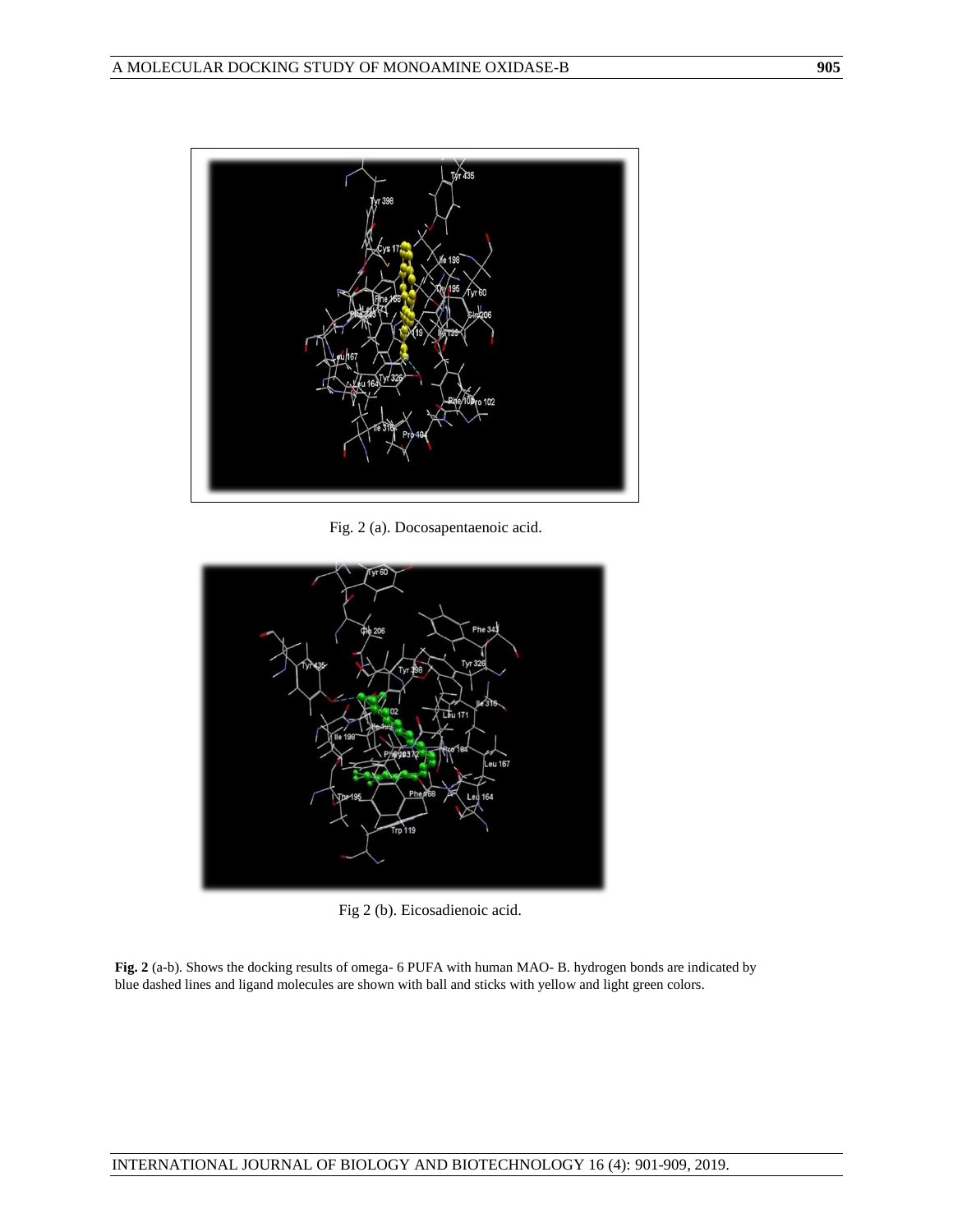Fig. 2 (a). Docosapentaenoic acid.

Fig 2 (b). Eicosadienoic acid.

**Fig. 2** (a-b). Shows the docking results of omega- 6 PUFA with human MAO- B. hydrogen bonds are indicated by blue dashed lines and ligand molecules are shown with ball and sticks with yellow and light green colors.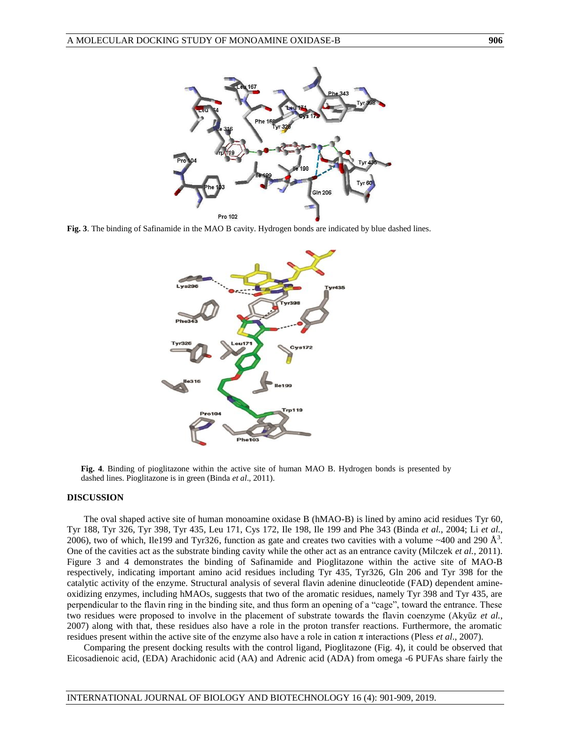**Fig. 3**. The binding of Safinamide in the MAO B cavity. Hydrogen bonds are indicated by blue dashed lines.

**Fig. 4**. Binding of pioglitazone within the active site of human MAO B. Hydrogen bonds is presented by dashed lines. Pioglitazone is in green (Binda *et al*., 2011).

## DISCUSSION

The oval shaped active site of human monoamine oxidase B (hMAO-B) is lined by amino acid residues Tyr 60, Tyr 188, Tyr 326, Tyr 398, Tyr 435, Leu 171, Cys 172, Ile 198, Ile 199 and Phe 343 (Binda *et al.*, 2004; Li *et al.*, 2006), two of which, Ile199 and Tyr326, function as gate and creates two cavities with a volume ~400 and 290 Å$^3$. One of the cavities act as the substrate binding cavity while the other act as an entrance cavity (Milczek *et al.*, 2011). Figure 3 and 4 demonstrates the binding of Safinamide and Pioglitazone within the active site of MAO-B respectively, indicating important amino acid residues including Tyr 435, Tyr326, Gln 206 and Tyr 398 for the catalytic activity of the enzyme. Structural analysis of several flavin adenine dinucleotide (FAD) dependent amine-oxidizing enzymes, including hMAOs, suggests that two of the aromatic residues, namely Tyr 398 and Tyr 435, are perpendicular to the flavin ring in the binding site, and thus form an opening of a "cage", toward the entrance. These two residues were proposed to involve in the placement of substrate towards the flavin coenzyme (Akyüz *et al.*, 2007) along with that, these residues also have a role in the proton transfer reactions. Furthermore, the aromatic residues present within the active site of the enzyme also have a role in cation π interactions (Pless *et al*., 2007).

Comparing the present docking results with the control ligand, Pioglitazone (Fig. 4), it could be observed that Eicosadienoic acid, (EDA) Arachidonic acid (AA) and Adrenic acid (ADA) from omega -6 PUFAs share fairly the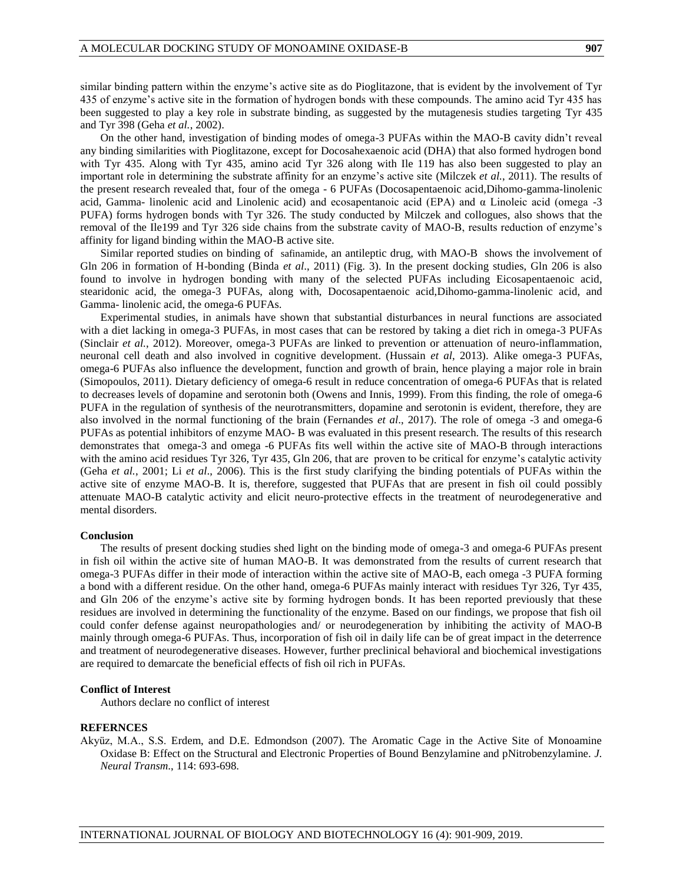similar binding pattern within the enzyme's active site as do Pioglitazone, that is evident by the involvement of Tyr 435 of enzyme's active site in the formation of hydrogen bonds with these compounds. The amino acid Tyr 435 has been suggested to play a key role in substrate binding, as suggested by the mutagenesis studies targeting Tyr 435 and Tyr 398 (Geha *et al.*, 2002).

On the other hand, investigation of binding modes of omega-3 PUFAs within the MAO-B cavity didn't reveal any binding similarities with Pioglitazone, except for Docosahexaenoic acid (DHA) that also formed hydrogen bond with Tyr 435. Along with Tyr 435, amino acid Tyr 326 along with Ile 119 has also been suggested to play an important role in determining the substrate affinity for an enzyme's active site (Milczek *et al.*, 2011). The results of the present research revealed that, four of the omega - 6 PUFAs (Docosapentaenoic acid,Dihomo-gamma-linolenic acid, Gamma- linolenic acid and Linolenic acid) and ecosapentanoic acid (EPA) and α Linoleic acid (omega -3 PUFA) forms hydrogen bonds with Tyr 326. The study conducted by Milczek and collogues, also shows that the removal of the Ile199 and Tyr 326 side chains from the substrate cavity of MAO-B, results reduction of enzyme's affinity for ligand binding within the MAO-B active site.

Similar reported studies on binding of safinamide, an antileptic drug, with MAO-B shows the involvement of Gln 206 in formation of H-bonding (Binda *et al*., 2011) (Fig. 3). In the present docking studies, Gln 206 is also found to involve in hydrogen bonding with many of the selected PUFAs including Eicosapentaenoic acid, stearidonic acid, the omega-3 PUFAs, along with, Docosapentaenoic acid,Dihomo-gamma-linolenic acid, and Gamma- linolenic acid, the omega-6 PUFAs.

Experimental studies, in animals have shown that substantial disturbances in neural functions are associated with a diet lacking in omega-3 PUFAs, in most cases that can be restored by taking a diet rich in omega-3 PUFAs (Sinclair *et al.*, 2012). Moreover, omega-3 PUFAs are linked to prevention or attenuation of neuro-inflammation, neuronal cell death and also involved in cognitive development. (Hussain *et al*, 2013). Alike omega-3 PUFAs, omega-6 PUFAs also influence the development, function and growth of brain, hence playing a major role in brain (Simopoulos, 2011). Dietary deficiency of omega-6 result in reduce concentration of omega-6 PUFAs that is related to decreases levels of dopamine and serotonin both (Owens and Innis, 1999). From this finding, the role of omega-6 PUFA in the regulation of synthesis of the neurotransmitters, dopamine and serotonin is evident, therefore, they are also involved in the normal functioning of the brain (Fernandes *et al*., 2017). The role of omega -3 and omega-6 PUFAs as potential inhibitors of enzyme MAO- B was evaluated in this present research. The results of this research demonstrates that omega-3 and omega -6 PUFAs fits well within the active site of MAO-B through interactions with the amino acid residues Tyr 326, Tyr 435, Gln 206, that are proven to be critical for enzyme's catalytic activity (Geha *et al.*, 2001; Li *et al*., 2006). This is the first study clarifying the binding potentials of PUFAs within the active site of enzyme MAO-B. It is, therefore, suggested that PUFAs that are present in fish oil could possibly attenuate MAO-B catalytic activity and elicit neuro-protective effects in the treatment of neurodegenerative and mental disorders.

## Conclusion

The results of present docking studies shed light on the binding mode of omega-3 and omega-6 PUFAs present in fish oil within the active site of human MAO-B. It was demonstrated from the results of current research that omega-3 PUFAs differ in their mode of interaction within the active site of MAO-B, each omega -3 PUFA forming a bond with a different residue. On the other hand, omega-6 PUFAs mainly interact with residues Tyr 326, Tyr 435, and Gln 206 of the enzyme's active site by forming hydrogen bonds. It has been reported previously that these residues are involved in determining the functionality of the enzyme. Based on our findings, we propose that fish oil could confer defense against neuropathologies and/ or neurodegeneration by inhibiting the activity of MAO-B mainly through omega-6 PUFAs. Thus, incorporation of fish oil in daily life can be of great impact in the deterrence and treatment of neurodegenerative diseases. However, further preclinical behavioral and biochemical investigations are required to demarcate the beneficial effects of fish oil rich in PUFAs.

## Conflict of Interest

Authors declare no conflict of interest

## REFERNCES

Akyüz, M.A., S.S. Erdem, and D.E. Edmondson (2007). The Aromatic Cage in the Active Site of Monoamine Oxidase B: Effect on the Structural and Electronic Properties of Bound Benzylamine and pNitrobenzylamine. *J. Neural Transm.*, 114: 693-698.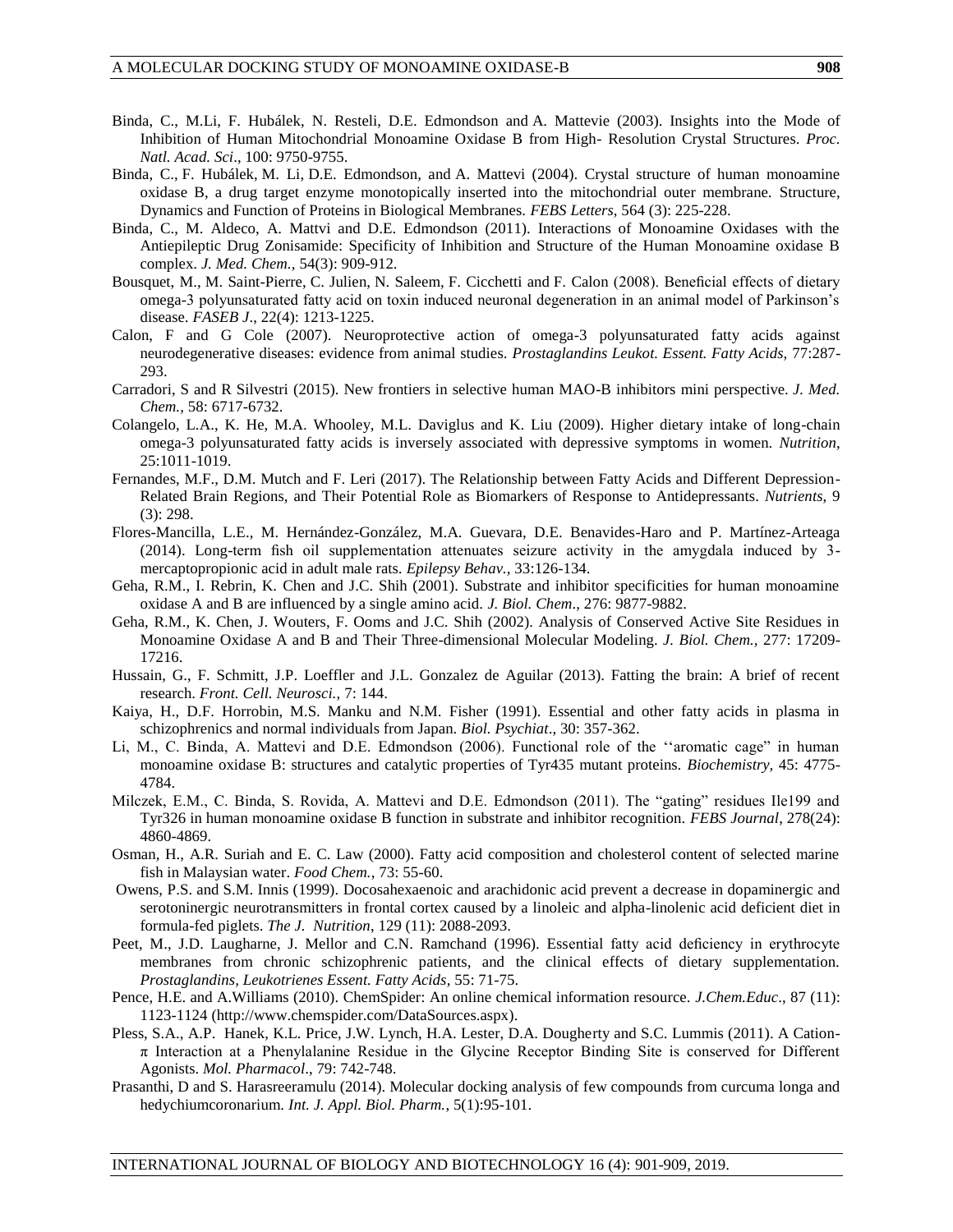Binda, C., M.Li, F. Hubálek, N. Resteli, D.E. Edmondson and A. Mattevie (2003). Insights into the Mode of Inhibition of Human Mitochondrial Monoamine Oxidase B from High- Resolution Crystal Structures. *Proc. Natl. Acad. Sci*., 100: 9750-9755.

Binda, C., F. Hubálek, M. Li, D.E. Edmondson, and A. Mattevi (2004). Crystal structure of human monoamine oxidase B, a drug target enzyme monotopically inserted into the mitochondrial outer membrane. Structure, Dynamics and Function of Proteins in Biological Membranes. *FEBS Letters*, 564 (3): 225-228.

Binda, C., M. Aldeco, A. Mattvi and D.E. Edmondson (2011). Interactions of Monoamine Oxidases with the Antiepileptic Drug Zonisamide: Specificity of Inhibition and Structure of the Human Monoamine oxidase B complex. *J. Med. Chem.,* 54(3): 909-912.

Bousquet, M., M. Saint-Pierre, C. Julien, N. Saleem, F. Cicchetti and F. Calon (2008). Beneficial effects of dietary omega-3 polyunsaturated fatty acid on toxin induced neuronal degeneration in an animal model of Parkinson's disease. *FASEB J*., 22(4): 1213-1225.

Calon, F and G Cole (2007). Neuroprotective action of omega-3 polyunsaturated fatty acids against neurodegenerative diseases: evidence from animal studies. *Prostaglandins Leukot. Essent. Fatty Acids,* 77:287-293.

Carradori, S and R Silvestri (2015). New frontiers in selective human MAO-B inhibitors mini perspective. *J. Med. Chem.,* 58: 6717-6732.

Colangelo, L.A., K. He, M.A. Whooley, M.L. Daviglus and K. Liu (2009). Higher dietary intake of long-chain omega-3 polyunsaturated fatty acids is inversely associated with depressive symptoms in women. *Nutrition*, 25:1011-1019.

Fernandes, M.F., D.M. Mutch and F. Leri (2017). The Relationship between Fatty Acids and Different Depression-Related Brain Regions, and Their Potential Role as Biomarkers of Response to Antidepressants. *Nutrients*, 9 (3): 298.

Flores-Mancilla, L.E., M. Hernández-González, M.A. Guevara, D.E. Benavides-Haro and P. Martínez-Arteaga (2014). Long-term fish oil supplementation attenuates seizure activity in the amygdala induced by 3-mercaptopropionic acid in adult male rats. *Epilepsy Behav.,* 33:126-134.

Geha, R.M., I. Rebrin, K. Chen and J.C. Shih (2001). Substrate and inhibitor specificities for human monoamine oxidase A and B are influenced by a single amino acid. *J. Biol. Chem*., 276: 9877-9882.

Geha, R.M., K. Chen, J. Wouters, F. Ooms and J.C. Shih (2002). Analysis of Conserved Active Site Residues in Monoamine Oxidase A and B and Their Three-dimensional Molecular Modeling. *J. Biol. Chem.,* 277: 17209-17216.

Hussain, G., F. Schmitt, J.P. Loeffler and J.L. Gonzalez de Aguilar (2013). Fatting the brain: A brief of recent research. *Front. Cell. Neurosci.,* 7: 144.

Kaiya, H., D.F. Horrobin, M.S. Manku and N.M. Fisher (1991). Essential and other fatty acids in plasma in schizophrenics and normal individuals from Japan. *Biol. Psychiat*., 30: 357-362.

Li, M., C. Binda, A. Mattevi and D.E. Edmondson (2006). Functional role of the ''aromatic cage" in human monoamine oxidase B: structures and catalytic properties of Tyr435 mutant proteins. *Biochemistry,* 45: 4775-4784.

Milczek, E.M., C. Binda, S. Rovida, A. Mattevi and D.E. Edmondson (2011). The "gating" residues Ile199 and Tyr326 in human monoamine oxidase B function in substrate and inhibitor recognition. *FEBS Journal*, 278(24): 4860-4869.

Osman, H., A.R. Suriah and E. C. Law (2000). Fatty acid composition and cholesterol content of selected marine fish in Malaysian water. *Food Chem.*, 73: 55-60.

Owens, P.S. and S.M. Innis (1999). Docosahexaenoic and arachidonic acid prevent a decrease in dopaminergic and serotoninergic neurotransmitters in frontal cortex caused by a linoleic and alpha-linolenic acid deficient diet in formula-fed piglets. *The J. Nutrition*, 129 (11): 2088-2093.

Peet, M., J.D. Laugharne, J. Mellor and C.N. Ramchand (1996). Essential fatty acid deficiency in erythrocyte membranes from chronic schizophrenic patients, and the clinical effects of dietary supplementation. *Prostaglandins, Leukotrienes Essent. Fatty Acids*, 55: 71-75.

Pence, H.E. and A.Williams (2010). ChemSpider: An online chemical information resource. *J.Chem.Educ*., 87 (11): 1123-1124 (http://www.chemspider.com/DataSources.aspx).

Pless, S.A., A.P. Hanek, K.L. Price, J.W. Lynch, H.A. Lester, D.A. Dougherty and S.C. Lummis (2011). A Cation-π Interaction at a Phenylalanine Residue in the Glycine Receptor Binding Site is conserved for Different Agonists. *Mol. Pharmacol*., 79: 742-748.

Prasanthi, D and S. Harasreeramulu (2014). Molecular docking analysis of few compounds from curcuma longa and hedychiumcoronarium. *Int. J. Appl. Biol. Pharm.*, 5(1):95-101.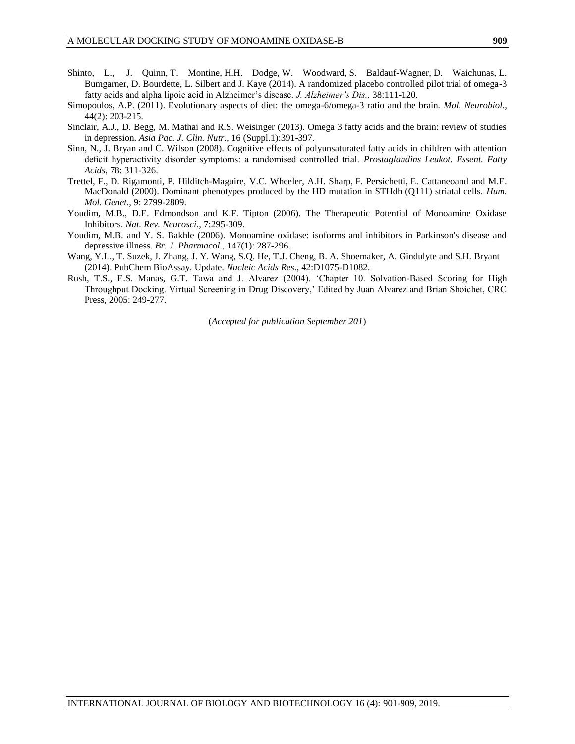Shinto, L., J. Quinn, T. Montine, H.H. Dodge, W. Woodward, S. Baldauf-Wagner, D. Waichunas, L. Bumgarner, D. Bourdette, L. Silbert and J. Kaye (2014). A randomized placebo controlled pilot trial of omega-3 fatty acids and alpha lipoic acid in Alzheimer's disease. *J. Alzheimer's Dis.,* 38:111-120.

Simopoulos, A.P. (2011). Evolutionary aspects of diet: the omega-6/omega-3 ratio and the brain. *Mol. Neurobiol*., 44(2): 203-215.

Sinclair, A.J., D. Begg, M. Mathai and R.S. Weisinger (2013). Omega 3 fatty acids and the brain: review of studies in depression. *Asia Pac. J. Clin. Nutr.*, 16 (Suppl.1):391-397.

Sinn, N., J. Bryan and C. Wilson (2008). Cognitive effects of polyunsaturated fatty acids in children with attention deficit hyperactivity disorder symptoms: a randomised controlled trial. *Prostaglandins Leukot. Essent. Fatty Acids*, 78: 311-326.

Trettel, F., D. Rigamonti, P. Hilditch-Maguire, V.C. Wheeler, A.H. Sharp, F. Persichetti, E. Cattaneoand and M.E. MacDonald (2000). Dominant phenotypes produced by the HD mutation in STHdh (Q111) striatal cells. *Hum. Mol. Genet*., 9: 2799-2809.

Youdim, M.B., D.E. Edmondson and K.F. Tipton (2006). The Therapeutic Potential of Monoamine Oxidase Inhibitors. *Nat. Rev. Neurosci.*, 7:295-309.

Youdim, M.B. and Y. S. Bakhle (2006). Monoamine oxidase: isoforms and inhibitors in Parkinson's disease and depressive illness. *Br. J. Pharmacol*., 147(1): 287-296.

Wang, Y.L., T. Suzek, J. Zhang, J. Y. Wang, S.Q. He, T.J. Cheng, B. A. Shoemaker, A. Gindulyte and S.H. Bryant (2014). PubChem BioAssay. Update. *Nucleic Acids Res*., 42:D1075-D1082.

Rush, T.S., E.S. Manas, G.T. Tawa and J. Alvarez (2004). 'Chapter 10. Solvation-Based Scoring for High Throughput Docking. Virtual Screening in Drug Discovery,' Edited by Juan Alvarez and Brian Shoichet, CRC Press, 2005: 249-277.

(*Accepted for publication September 201*)